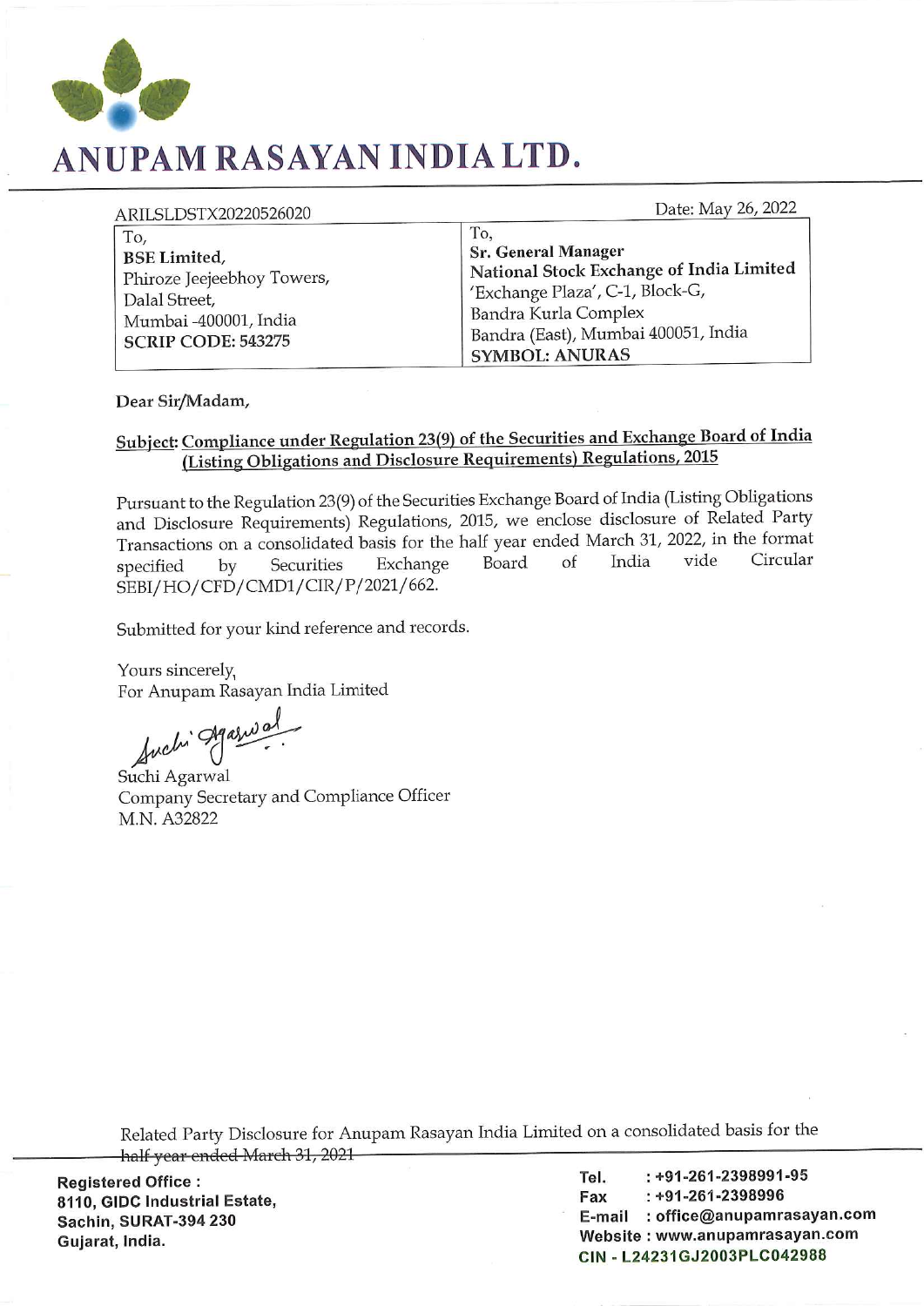# ANUPAM RASAYAN INDIA LTD.

ARILSLDSTX20220526020

Date: May 26, 2022

| To, | To, |
|---|---|
| **BSE Limited,** | **Sr. General Manager** |
| Phiroze Jeejeebhoy Towers, | **National Stock Exchange of India Limited** |
| Dalal Street, | 'Exchange Plaza', C-1, Block-G, |
| Mumbai -400001, India | Bandra Kurla Complex |
| **SCRIP CODE: 543275** | Bandra (East), Mumbai 400051, India |
| | **SYMBOL: ANURAS** |

**Dear Sir/Madam,**

**Subject: Compliance under Regulation 23(9) of the Securities and Exchange Board of India (Listing Obligations and Disclosure Requirements) Regulations, 2015**

Pursuant to the Regulation 23(9) of the Securities Exchange Board of India (Listing Obligations and Disclosure Requirements) Regulations, 2015, we enclose disclosure of Related Party Transactions on a consolidated basis for the half year ended March 31, 2022, in the format specified by Securities Exchange Board of India vide Circular SEBI/HO/CFD/CMD1/CIR/P/2021/662.

Submitted for your kind reference and records.

Yours sincerely,
For Anupam Rasayan India Limited

Suchi Agarwal
Company Secretary and Compliance Officer
M.N. A32822

Related Party Disclosure for Anupam Rasayan India Limited on a consolidated basis for the ~~half year ended March 31, 2021~~

**Registered Office :**
**8110, GIDC Industrial Estate,**
**Sachin, SURAT-394 230**
**Gujarat, India.**

Tel. : +91-261-2398991-95
Fax : +91-261-2398996
E-mail : office@anupamrasayan.com
Website : www.anupamrasayan.com
CIN - L24231GJ2003PLC042988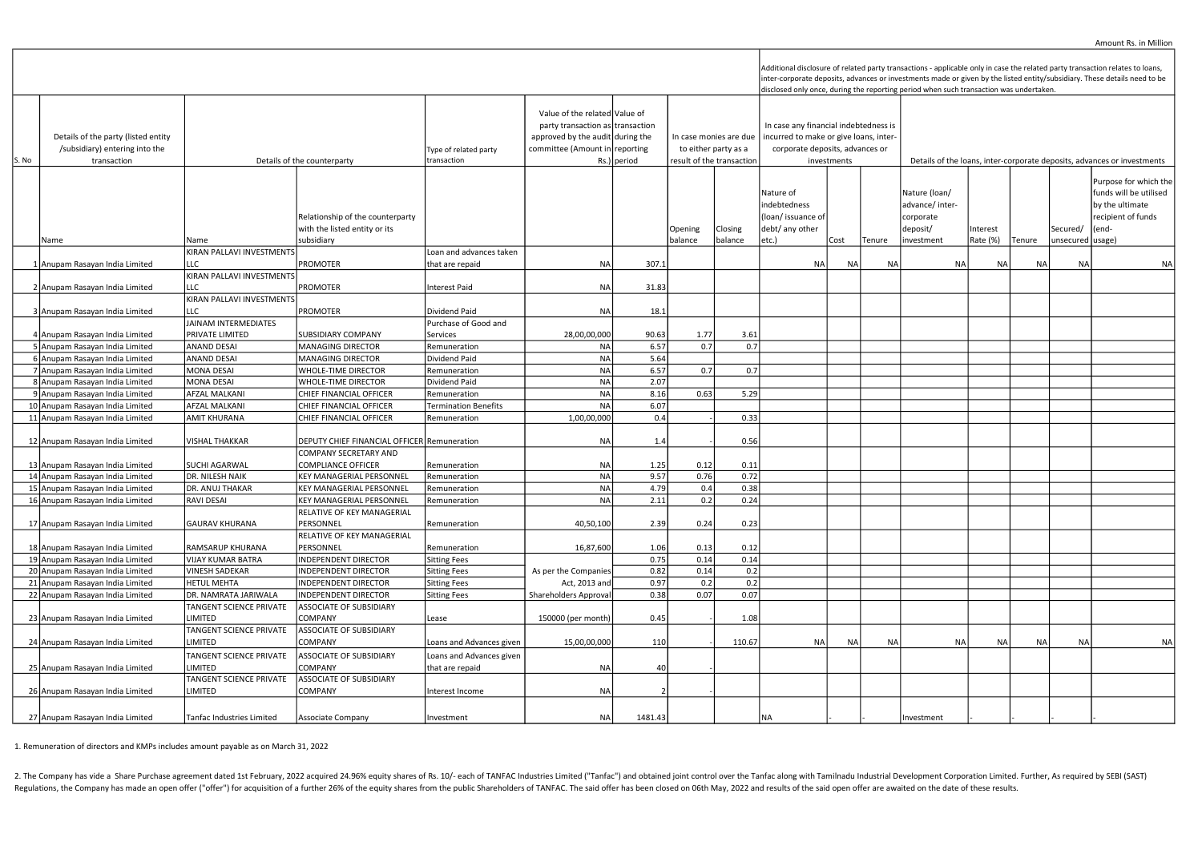Amount Rs. in Million

| | | | | | | | | | | | | | | | | |
|---|---|---|---|---|---|---|---|---|---|---|---|---|---|---|---|---|
| | | | | | | | | | Additional disclosure of related party transactions - applicable only in case the related party transaction relates to loans, inter-corporate deposits, advances or investments made or given by the listed entity/subsidiary. These details need to be disclosed only once, during the reporting period when such transaction was undertaken. | | | | | | | |
| S. No | Details of the party (listed entity /subsidiary) entering into the transaction | Details of the counterparty | | Type of related party transaction | Value of the related party transaction as approved by the audit committee (Amount in Rs.) | Value of transaction during the reporting period | In case monies are due to either party as a result of the transaction | | In case any financial indebtedness is incurred to make or give loans, inter-corporate deposits, advances or investments | | | Details of the loans, inter-corporate deposits, advances or investments | | | | |
| | Name | Name | Relationship of the counterparty with the listed entity or its subsidiary | | | | Opening balance | Closing balance | Nature of indebtedness (loan/ issuance of debt/ any other etc.) | Cost | Tenure | Nature (loan/ advance/ inter-corporate deposit/ investment | Interest Rate (%) | Tenure | Secured/ unsecured | Purpose for which the funds will be utilised by the ultimate recipient of funds (end-usage) |
| 1 | Anupam Rasayan India Limited | KIRAN PALLAVI INVESTMENTS LLC | PROMOTER | Loan and advances taken that are repaid | NA | 307.1 | | | NA | NA | NA | NA | NA | NA | NA | NA |
| 2 | Anupam Rasayan India Limited | KIRAN PALLAVI INVESTMENTS LLC | PROMOTER | Interest Paid | NA | 31.83 | | | | | | | | | | |
| 3 | Anupam Rasayan India Limited | KIRAN PALLAVI INVESTMENTS LLC | PROMOTER | Dividend Paid | NA | 18.1 | | | | | | | | | | |
| 4 | Anupam Rasayan India Limited | JAINAM INTERMEDIATES PRIVATE LIMITED | SUBSIDIARY COMPANY | Purchase of Good and Services | 28,00,00,000 | 90.63 | 1.77 | 3.61 | | | | | | | | |
| 5 | Anupam Rasayan India Limited | ANAND DESAI | MANAGING DIRECTOR | Remuneration | NA | 6.57 | 0.7 | 0.7 | | | | | | | | |
| 6 | Anupam Rasayan India Limited | ANAND DESAI | MANAGING DIRECTOR | Dividend Paid | NA | 5.64 | | | | | | | | | | |
| 7 | Anupam Rasayan India Limited | MONA DESAI | WHOLE-TIME DIRECTOR | Remuneration | NA | 6.57 | 0.7 | 0.7 | | | | | | | | |
| 8 | Anupam Rasayan India Limited | MONA DESAI | WHOLE-TIME DIRECTOR | Dividend Paid | NA | 2.07 | | | | | | | | | | |
| 9 | Anupam Rasayan India Limited | AFZAL MALKANI | CHIEF FINANCIAL OFFICER | Remuneration | NA | 8.16 | 0.63 | 5.29 | | | | | | | | |
| 10 | Anupam Rasayan India Limited | AFZAL MALKANI | CHIEF FINANCIAL OFFICER | Termination Benefits | NA | 6.07 | | | | | | | | | | |
| 11 | Anupam Rasayan India Limited | AMIT KHURANA | CHIEF FINANCIAL OFFICER | Remuneration | 1,00,00,000 | 0.4 | - | 0.33 | | | | | | | | |
| 12 | Anupam Rasayan India Limited | VISHAL THAKKAR | DEPUTY CHIEF FINANCIAL OFFICER | Remuneration | NA | 1.4 | - | 0.56 | | | | | | | | |
| 13 | Anupam Rasayan India Limited | SUCHI AGARWAL | COMPANY SECRETARY AND COMPLIANCE OFFICER | Remuneration | NA | 1.25 | 0.12 | 0.11 | | | | | | | | |
| 14 | Anupam Rasayan India Limited | DR. NILESH NAIK | KEY MANAGERIAL PERSONNEL | Remuneration | NA | 9.57 | 0.76 | 0.72 | | | | | | | | |
| 15 | Anupam Rasayan India Limited | DR. ANUJ THAKAR | KEY MANAGERIAL PERSONNEL | Remuneration | NA | 4.79 | 0.4 | 0.38 | | | | | | | | |
| 16 | Anupam Rasayan India Limited | RAVI DESAI | KEY MANAGERIAL PERSONNEL | Remuneration | NA | 2.11 | 0.2 | 0.24 | | | | | | | | |
| 17 | Anupam Rasayan India Limited | GAURAV KHURANA | RELATIVE OF KEY MANAGERIAL PERSONNEL | Remuneration | 40,50,100 | 2.39 | 0.24 | 0.23 | | | | | | | | |
| 18 | Anupam Rasayan India Limited | RAMSARUP KHURANA | RELATIVE OF KEY MANAGERIAL PERSONNEL | Remuneration | 16,87,600 | 1.06 | 0.13 | 0.12 | | | | | | | | |
| 19 | Anupam Rasayan India Limited | VIJAY KUMAR BATRA | INDEPENDENT DIRECTOR | Sitting Fees | | 0.75 | 0.14 | 0.14 | | | | | | | | |
| 20 | Anupam Rasayan India Limited | VINESH SADEKAR | INDEPENDENT DIRECTOR | Sitting Fees | As per the Companies | 0.82 | 0.14 | 0.2 | | | | | | | | |
| 21 | Anupam Rasayan India Limited | HETUL MEHTA | INDEPENDENT DIRECTOR | Sitting Fees | Act, 2013 and | 0.97 | 0.2 | 0.2 | | | | | | | | |
| 22 | Anupam Rasayan India Limited | DR. NAMRATA JARIWALA | INDEPENDENT DIRECTOR | Sitting Fees | Shareholders Approval | 0.38 | 0.07 | 0.07 | | | | | | | | |
| 23 | Anupam Rasayan India Limited | TANGENT SCIENCE PRIVATE LIMITED | ASSOCIATE OF SUBSIDIARY COMPANY | Lease | 150000 (per month) | 0.45 | - | 1.08 | | | | | | | | |
| 24 | Anupam Rasayan India Limited | TANGENT SCIENCE PRIVATE LIMITED | ASSOCIATE OF SUBSIDIARY COMPANY | Loans and Advances given | 15,00,00,000 | 110 | - | 110.67 | NA | NA | NA | NA | NA | NA | NA | NA |
| 25 | Anupam Rasayan India Limited | TANGENT SCIENCE PRIVATE LIMITED | ASSOCIATE OF SUBSIDIARY COMPANY | Loans and Advances given that are repaid | NA | 40 | - | | | | | | | | | |
| 26 | Anupam Rasayan India Limited | TANGENT SCIENCE PRIVATE LIMITED | ASSOCIATE OF SUBSIDIARY COMPANY | Interest Income | NA | 2 | - | | | | | | | | | |
| 27 | Anupam Rasayan India Limited | Tanfac Industries Limited | Associate Company | Investment | NA | 1481.43 | | | NA | - | - | Investment | - | - | - | - |

1. Remuneration of directors and KMPs includes amount payable as on March 31, 2022

2. The Company has vide a Share Purchase agreement dated 1st February, 2022 acquired 24.96% equity shares of Rs. 10/- each of TANFAC Industries Limited ("Tanfac") and obtained joint control over the Tanfac along with Tamilnadu Industrial Development Corporation Limited. Further, As required by SEBI (SAST) Regulations, the Company has made an open offer ("offer") for acquisition of a further 26% of the equity shares from the public Shareholders of TANFAC. The said offer has been closed on 06th May, 2022 and results of the said open offer are awaited on the date of these results.